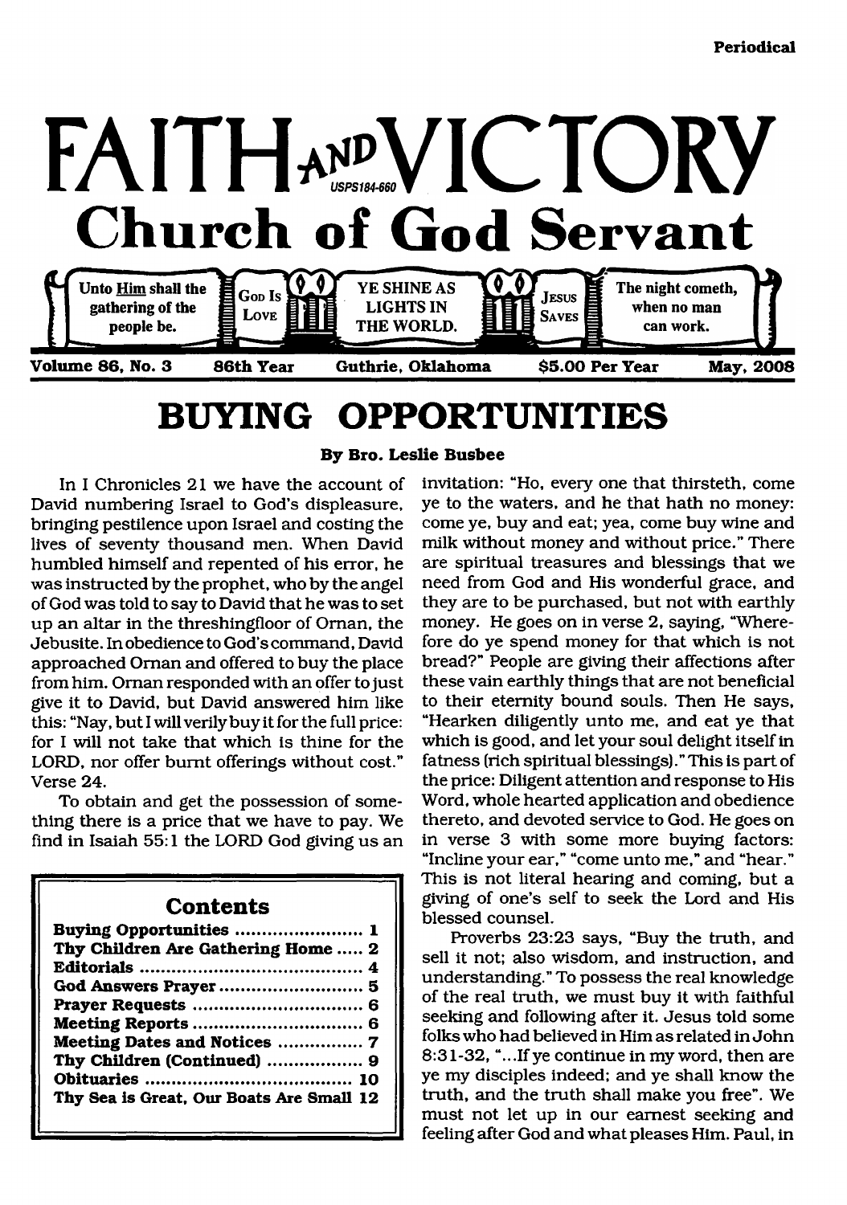Periodical

# FAITH AND VICTORY

USPS184-660

## Church of God Servant

Unto Him shall the gathering of the people be. | God Is Love | YE SHINE AS LIGHTS IN THE WORLD. | Jesus Saves | The night cometh, when no man can work.

Volume 86, No. 3 | 86th Year | Guthrie, Oklahoma | $5.00 Per Year | May, 2008

# BUYING OPPORTUNITIES

**By Bro. Leslie Busbee**

In I Chronicles 21 we have the account of David numbering Israel to God's displeasure, bringing pestilence upon Israel and costing the lives of seventy thousand men. When David humbled himself and repented of his error, he was instructed by the prophet, who by the angel of God was told to say to David that he was to set up an altar in the threshingfloor of Ornan, the Jebusite. In obedience to God's command, David approached Ornan and offered to buy the place from him. Ornan responded with an offer to just give it to David, but David answered him like this: "Nay, but I will verily buy it for the full price: for I will not take that which is thine for the LORD, nor offer burnt offerings without cost." Verse 24.

To obtain and get the possession of something there is a price that we have to pay. We find in Isaiah 55:1 the LORD God giving us an invitation: "Ho, every one that thirsteth, come ye to the waters, and he that hath no money: come ye, buy and eat; yea, come buy wine and milk without money and without price." There are spiritual treasures and blessings that we need from God and His wonderful grace, and they are to be purchased, but not with earthly money. He goes on in verse 2, saying, "Wherefore do ye spend money for that which is not bread?" People are giving their affections after these vain earthly things that are not beneficial to their eternity bound souls. Then He says, "Hearken diligently unto me, and eat ye that which is good, and let your soul delight itself in fatness (rich spiritual blessings)." This is part of the price: Diligent attention and response to His Word, whole hearted application and obedience thereto, and devoted service to God. He goes on in verse 3 with some more buying factors: "Incline your ear," "come unto me," and "hear." This is not literal hearing and coming, but a giving of one's self to seek the Lord and His blessed counsel.

Proverbs 23:23 says, "Buy the truth, and sell it not; also wisdom, and instruction, and understanding." To possess the real knowledge of the real truth, we must buy it with faithful seeking and following after it. Jesus told some folks who had believed in Him as related in John 8:31-32, "...If ye continue in my word, then are ye my disciples indeed; and ye shall know the truth, and the truth shall make you free". We must not let up in our earnest seeking and feeling after God and what pleases Him. Paul, in

## Contents

- Buying Opportunities ........................ 1
- Thy Children Are Gathering Home ..... 2
- Editorials ........................................... 4
- God Answers Prayer ........................... 5
- Prayer Requests ................................ 6
- Meeting Reports ................................ 6
- Meeting Dates and Notices ................ 7
- Thy Children (Continued) .................. 9
- Obituaries ....................................... 10
- Thy Sea is Great, Our Boats Are Small 12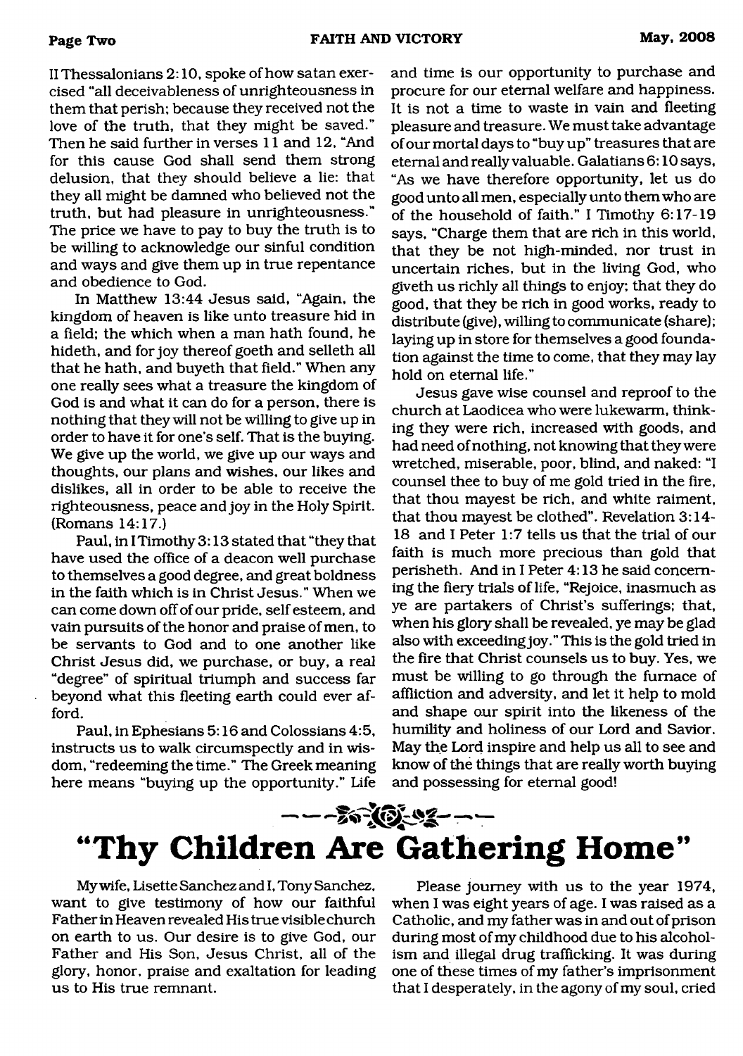II Thessalonians 2:10, spoke of how satan exercised "all deceivableness of unrighteousness in them that perish; because they received not the love of the truth, that they might be saved." Then he said further in verses 11 and 12, "And for this cause God shall send them strong delusion, that they should believe a lie: that they all might be damned who believed not the truth, but had pleasure in unrighteousness." The price we have to pay to buy the truth is to be willing to acknowledge our sinful condition and ways and give them up in true repentance and obedience to God.

In Matthew 13:44 Jesus said, "Again, the kingdom of heaven is like unto treasure hid in a field; the which when a man hath found, he hideth, and for joy thereof goeth and selleth all that he hath, and buyeth that field." When any one really sees what a treasure the kingdom of God is and what it can do for a person, there is nothing that they will not be willing to give up in order to have it for one's self. That is the buying. We give up the world, we give up our ways and thoughts, our plans and wishes, our likes and dislikes, all in order to be able to receive the righteousness, peace and joy in the Holy Spirit. (Romans 14:17.)

Paul, in I Timothy 3:13 stated that "they that have used the office of a deacon well purchase to themselves a good degree, and great boldness in the faith which is in Christ Jesus." When we can come down off of our pride, self esteem, and vain pursuits of the honor and praise of men, to be servants to God and to one another like Christ Jesus did, we purchase, or buy, a real "degree" of spiritual triumph and success far beyond what this fleeting earth could ever afford.

Paul, in Ephesians 5:16 and Colossians 4:5, instructs us to walk circumspectly and in wisdom, "redeeming the time." The Greek meaning here means "buying up the opportunity." Life and time is our opportunity to purchase and procure for our eternal welfare and happiness. It is not a time to waste in vain and fleeting pleasure and treasure. We must take advantage of our mortal days to "buy up" treasures that are eternal and really valuable. Galatians 6:10 says, "As we have therefore opportunity, let us do good unto all men, especially unto them who are of the household of faith." I Timothy 6:17-19 says, "Charge them that are rich in this world, that they be not high-minded, nor trust in uncertain riches, but in the living God, who giveth us richly all things to enjoy; that they do good, that they be rich in good works, ready to distribute (give), willing to communicate (share); laying up in store for themselves a good foundation against the time to come, that they may lay hold on eternal life."

Jesus gave wise counsel and reproof to the church at Laodicea who were lukewarm, thinking they were rich, increased with goods, and had need of nothing, not knowing that they were wretched, miserable, poor, blind, and naked: "I counsel thee to buy of me gold tried in the fire, that thou mayest be rich, and white raiment, that thou mayest be clothed". Revelation 3:14-18 and I Peter 1:7 tells us that the trial of our faith is much more precious than gold that perisheth. And in I Peter 4:13 he said concerning the fiery trials of life, "Rejoice, inasmuch as ye are partakers of Christ's sufferings; that, when his glory shall be revealed, ye may be glad also with exceeding joy." This is the gold tried in the fire that Christ counsels us to buy. Yes, we must be willing to go through the furnace of affliction and adversity, and let it help to mold and shape our spirit into the likeness of the humility and holiness of our Lord and Savior. May the Lord inspire and help us all to see and know of the things that are really worth buying and possessing for eternal good!

# "Thy Children Are Gathering Home"

My wife, Lisette Sanchez and I, Tony Sanchez, want to give testimony of how our faithful Father in Heaven revealed His true visible church on earth to us. Our desire is to give God, our Father and His Son, Jesus Christ, all of the glory, honor, praise and exaltation for leading us to His true remnant.

Please journey with us to the year 1974, when I was eight years of age. I was raised as a Catholic, and my father was in and out of prison during most of my childhood due to his alcoholism and illegal drug trafficking. It was during one of these times of my father's imprisonment that I desperately, in the agony of my soul, cried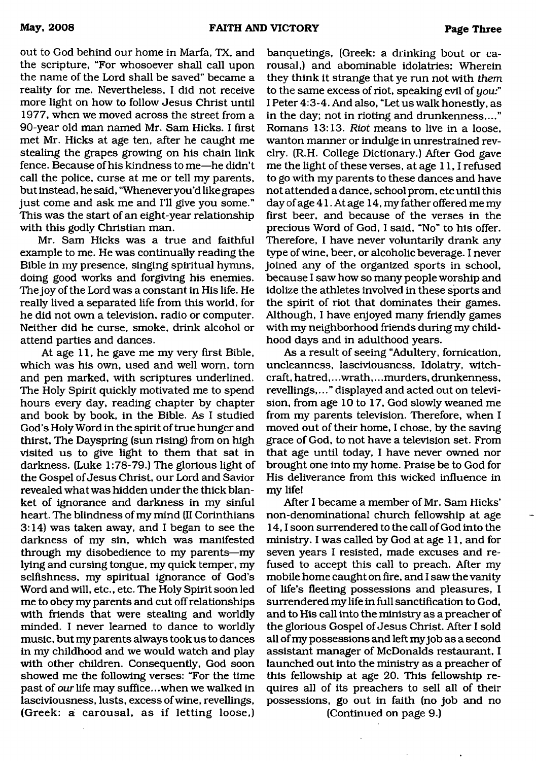out to God behind our home in Marfa, TX, and the scripture, "For whosoever shall call upon the name of the Lord shall be saved" became a reality for me. Nevertheless, I did not receive more light on how to follow Jesus Christ until 1977, when we moved across the street from a 90-year old man named Mr. Sam Hicks. I first met Mr. Hicks at age ten, after he caught me stealing the grapes growing on his chain link fence. Because of his kindness to me—he didn't call the police, curse at me or tell my parents, but instead, he said, "Whenever you'd like grapes just come and ask me and I'll give you some." This was the start of an eight-year relationship with this godly Christian man.

Mr. Sam Hicks was a true and faithful example to me. He was continually reading the Bible in my presence, singing spiritual hymns, doing good works and forgiving his enemies. The joy of the Lord was a constant in His life. He really lived a separated life from this world, for he did not own a television, radio or computer. Neither did he curse, smoke, drink alcohol or attend parties and dances.

At age 11, he gave me my very first Bible, which was his own, used and well worn, torn and pen marked, with scriptures underlined. The Holy Spirit quickly motivated me to spend hours every day, reading chapter by chapter and book by book, in the Bible. As I studied God's Holy Word in the spirit of true hunger and thirst, The Dayspring (sun rising) from on high visited us to give light to them that sat in darkness. (Luke 1:78-79.) The glorious light of the Gospel of Jesus Christ, our Lord and Savior revealed what was hidden under the thick blanket of ignorance and darkness in my sinful heart. The blindness of my mind (II Corinthians 3:14) was taken away, and I began to see the darkness of my sin, which was manifested through my disobedience to my parents—my lying and cursing tongue, my quick temper, my selfishness, my spiritual ignorance of God's Word and will, etc., etc. The Holy Spirit soon led me to obey my parents and cut off relationships with friends that were stealing and worldly minded. I never learned to dance to worldly music, but my parents always took us to dances in my childhood and we would watch and play with other children. Consequently, God soon showed me the following verses: "For the time past of *our* life may suffice...when we walked in lasciviousness, lusts, excess of wine, revellings, (Greek: a carousal, as if letting loose,) banquetings, (Greek: a drinking bout or carousal,) and abominable idolatries: Wherein they think it strange that ye run not with *them* to the same excess of riot, speaking evil of *you*:" I Peter 4:3-4. And also, "Let us walk honestly, as in the day; not in rioting and drunkenness...." Romans 13:13. *Riot* means to live in a loose, wanton manner or indulge in unrestrained revelry. (R.H. College Dictionary.) After God gave me the light of these verses, at age 11, I refused to go with my parents to these dances and have not attended a dance, school prom, etc until this day of age 41. At age 14, my father offered me my first beer, and because of the verses in the precious Word of God, I said, "No" to his offer. Therefore, I have never voluntarily drank any type of wine, beer, or alcoholic beverage. I never joined any of the organized sports in school, because I saw how so many people worship and idolize the athletes involved in these sports and the spirit of riot that dominates their games. Although, I have enjoyed many friendly games with my neighborhood friends during my childhood days and in adulthood years.

As a result of seeing "Adultery, fornication, uncleanness, lasciviousness, Idolatry, witchcraft, hatred,...wrath,...murders, drunkenness, revellings,..." displayed and acted out on television, from age 10 to 17, God slowly weaned me from my parents television. Therefore, when I moved out of their home, I chose, by the saving grace of God, to not have a television set. From that age until today, I have never owned nor brought one into my home. Praise be to God for His deliverance from this wicked influence in my life!

After I became a member of Mr. Sam Hicks' non-denominational church fellowship at age 14, I soon surrendered to the call of God into the ministry. I was called by God at age 11, and for seven years I resisted, made excuses and refused to accept this call to preach. After my mobile home caught on fire, and I saw the vanity of life's fleeting possessions and pleasures, I surrendered my life in full sanctification to God, and to His call into the ministry as a preacher of the glorious Gospel of Jesus Christ. After I sold all of my possessions and left my job as a second assistant manager of McDonalds restaurant, I launched out into the ministry as a preacher of this fellowship at age 20. This fellowship requires all of its preachers to sell all of their possessions, go out in faith (no job and no

(Continued on page 9.)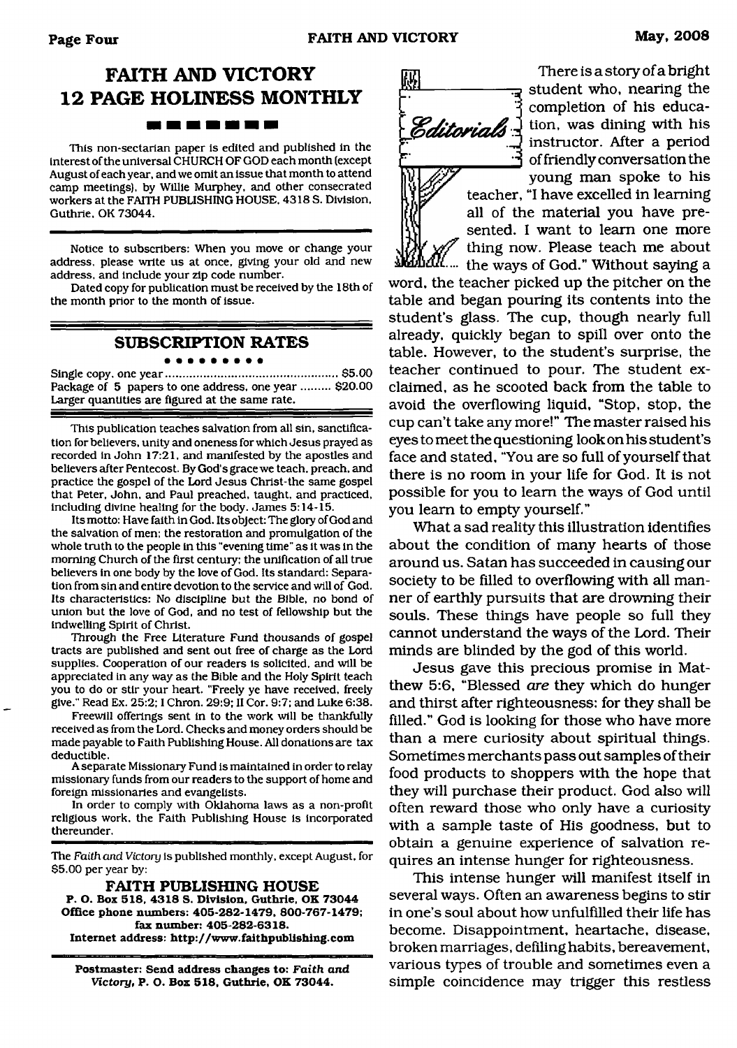# FAITH AND VICTORY 12 PAGE HOLINESS MONTHLY

This non-sectarian paper is edited and published in the interest of the universal CHURCH OF GOD each month (except August of each year, and we omit an issue that month to attend camp meetings), by Willie Murphey, and other consecrated workers at the FAITH PUBLISHING HOUSE, 4318 S. Division, Guthrie, OK 73044.

Notice to subscribers: When you move or change your address, please write us at once, giving your old and new address, and include your zip code number.

Dated copy for publication must be received by the 18th of the month prior to the month of issue.

## SUBSCRIPTION RATES

Single copy, one year ..................................................... $5.00
Package of 5 papers to one address, one year ......... $20.00
Larger quantities are figured at the same rate.

This publication teaches salvation from all sin, sanctification for believers, unity and oneness for which Jesus prayed as recorded in John 17:21, and manifested by the apostles and believers after Pentecost. By God's grace we teach, preach, and practice the gospel of the Lord Jesus Christ-the same gospel that Peter, John, and Paul preached, taught, and practiced, including divine healing for the body. James 5:14-15.

Its motto: Have faith in God. Its object: The glory of God and the salvation of men; the restoration and promulgation of the whole truth to the people in this "evening time" as it was in the morning Church of the first century; the unification of all true believers in one body by the love of God. Its standard: Separation from sin and entire devotion to the service and will of God. Its characteristics: No discipline but the Bible, no bond of union but the love of God, and no test of fellowship but the indwelling Spirit of Christ.

Through the Free Literature Fund thousands of gospel tracts are published and sent out free of charge as the Lord supplies. Cooperation of our readers is solicited, and will be appreciated in any way as the Bible and the Holy Spirit teach you to do or stir your heart. "Freely ye have received, freely give." Read Ex. 25:2; I Chron. 29:9; II Cor. 9:7; and Luke 6:38.

Freewill offerings sent in to the work will be thankfully received as from the Lord. Checks and money orders should be made payable to Faith Publishing House. All donations are tax deductible.

A separate Missionary Fund is maintained in order to relay missionary funds from our readers to the support of home and foreign missionaries and evangelists.

In order to comply with Oklahoma laws as a non-profit religious work, the Faith Publishing House is incorporated thereunder.

The *Faith and Victory* is published monthly, except August, for $5.00 per year by:

**FAITH PUBLISHING HOUSE**
**P. O. Box 518, 4318 S. Division, Guthrie, OK 73044**
**Office phone numbers: 405-282-1479, 800-767-1479; fax number: 405-282-6318.**
**Internet address: http://www.faithpublishing.com**

**Postmaster: Send address changes to: *Faith and Victory*, P. O. Box 518, Guthrie, OK 73044.**

## Editorials

There is a story of a bright student who, nearing the completion of his education, was dining with his instructor. After a period of friendly conversation the young man spoke to his teacher, "I have excelled in learning all of the material you have presented. I want to learn one more thing now. Please teach me about the ways of God." Without saying a word, the teacher picked up the pitcher on the table and began pouring its contents into the student's glass. The cup, though nearly full already, quickly began to spill over onto the table. However, to the student's surprise, the teacher continued to pour. The student exclaimed, as he scooted back from the table to avoid the overflowing liquid, "Stop, stop, the cup can't take any more!" The master raised his eyes to meet the questioning look on his student's face and stated, "You are so full of yourself that there is no room in your life for God. It is not possible for you to learn the ways of God until you learn to empty yourself."

What a sad reality this illustration identifies about the condition of many hearts of those around us. Satan has succeeded in causing our society to be filled to overflowing with all manner of earthly pursuits that are drowning their souls. These things have people so full they cannot understand the ways of the Lord. Their minds are blinded by the god of this world.

Jesus gave this precious promise in Matthew 5:6, "Blessed *are* they which do hunger and thirst after righteousness: for they shall be filled." God is looking for those who have more than a mere curiosity about spiritual things. Sometimes merchants pass out samples of their food products to shoppers with the hope that they will purchase their product. God also will often reward those who only have a curiosity with a sample taste of His goodness, but to obtain a genuine experience of salvation requires an intense hunger for righteousness.

This intense hunger will manifest itself in several ways. Often an awareness begins to stir in one's soul about how unfulfilled their life has become. Disappointment, heartache, disease, broken marriages, defiling habits, bereavement, various types of trouble and sometimes even a simple coincidence may trigger this restless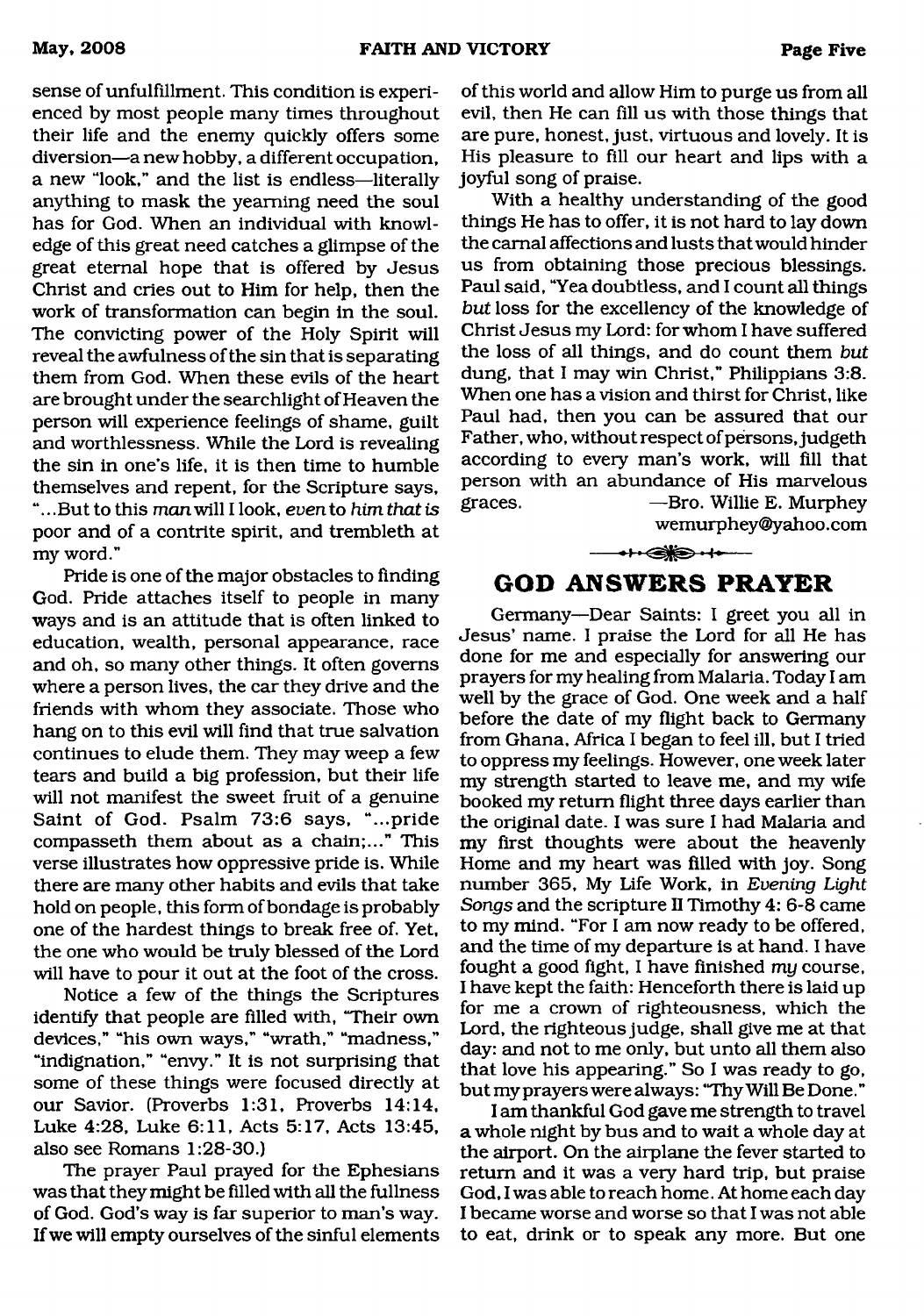sense of unfulfillment. This condition is experienced by most people many times throughout their life and the enemy quickly offers some diversion—a new hobby, a different occupation, a new "look," and the list is endless—literally anything to mask the yearning need the soul has for God. When an individual with knowledge of this great need catches a glimpse of the great eternal hope that is offered by Jesus Christ and cries out to Him for help, then the work of transformation can begin in the soul. The convicting power of the Holy Spirit will reveal the awfulness of the sin that is separating them from God. When these evils of the heart are brought under the searchlight of Heaven the person will experience feelings of shame, guilt and worthlessness. While the Lord is revealing the sin in one's life, it is then time to humble themselves and repent, for the Scripture says, "...But to this *man* will I look, *even* to *him that is* poor and of a contrite spirit, and trembleth at my word."

Pride is one of the major obstacles to finding God. Pride attaches itself to people in many ways and is an attitude that is often linked to education, wealth, personal appearance, race and oh, so many other things. It often governs where a person lives, the car they drive and the friends with whom they associate. Those who hang on to this evil will find that true salvation continues to elude them. They may weep a few tears and build a big profession, but their life will not manifest the sweet fruit of a genuine Saint of God. Psalm 73:6 says, "...pride compasseth them about as a chain;..." This verse illustrates how oppressive pride is. While there are many other habits and evils that take hold on people, this form of bondage is probably one of the hardest things to break free of. Yet, the one who would be truly blessed of the Lord will have to pour it out at the foot of the cross.

Notice a few of the things the Scriptures identify that people are filled with, "Their own devices," "his own ways," "wrath," "madness," "indignation," "envy." It is not surprising that some of these things were focused directly at our Savior. (Proverbs 1:31, Proverbs 14:14, Luke 4:28, Luke 6:11, Acts 5:17, Acts 13:45, also see Romans 1:28-30.)

The prayer Paul prayed for the Ephesians was that they might be filled with all the fullness of God. God's way is far superior to man's way. If we will empty ourselves of the sinful elements of this world and allow Him to purge us from all evil, then He can fill us with those things that are pure, honest, just, virtuous and lovely. It is His pleasure to fill our heart and lips with a joyful song of praise.

With a healthy understanding of the good things He has to offer, it is not hard to lay down the carnal affections and lusts that would hinder us from obtaining those precious blessings. Paul said, "Yea doubtless, and I count all things *but* loss for the excellency of the knowledge of Christ Jesus my Lord: for whom I have suffered the loss of all things, and do count them *but* dung, that I may win Christ," Philippians 3:8. When one has a vision and thirst for Christ, like Paul had, then you can be assured that our Father, who, without respect of persons, judgeth according to every man's work, will fill that person with an abundance of His marvelous graces.

—Bro. Willie E. Murphey
wemurphey@yahoo.com

## GOD ANSWERS PRAYER

Germany—Dear Saints: I greet you all in Jesus' name. I praise the Lord for all He has done for me and especially for answering our prayers for my healing from Malaria. Today I am well by the grace of God. One week and a half before the date of my flight back to Germany from Ghana, Africa I began to feel ill, but I tried to oppress my feelings. However, one week later my strength started to leave me, and my wife booked my return flight three days earlier than the original date. I was sure I had Malaria and my first thoughts were about the heavenly Home and my heart was filled with joy. Song number 365, My Life Work, in *Evening Light Songs* and the scripture II Timothy 4: 6-8 came to my mind. "For I am now ready to be offered, and the time of my departure is at hand. I have fought a good fight, I have finished *my* course, I have kept the faith: Henceforth there is laid up for me a crown of righteousness, which the Lord, the righteous judge, shall give me at that day: and not to me only, but unto all them also that love his appearing." So I was ready to go, but my prayers were always: "Thy Will Be Done."

I am thankful God gave me strength to travel a whole night by bus and to wait a whole day at the airport. On the airplane the fever started to return and it was a very hard trip, but praise God, I was able to reach home. At home each day I became worse and worse so that I was not able to eat, drink or to speak any more. But one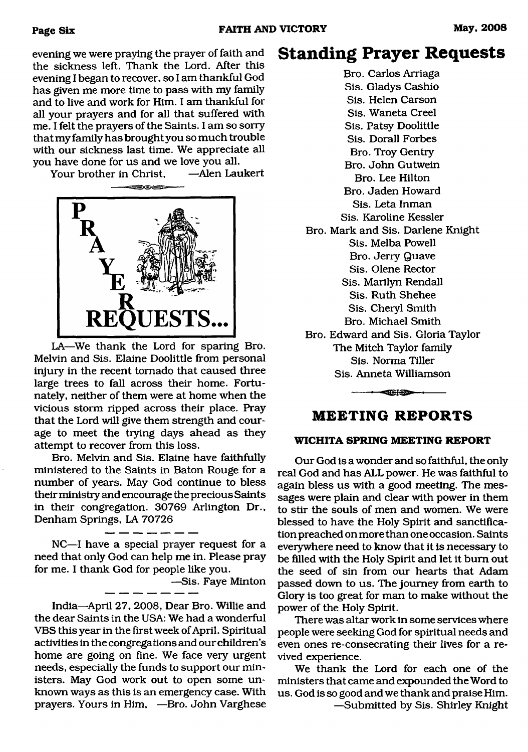evening we were praying the prayer of faith and the sickness left. Thank the Lord. After this evening I began to recover, so I am thankful God has given me more time to pass with my family and to live and work for Him. I am thankful for all your prayers and for all that suffered with me. I felt the prayers of the Saints. I am so sorry that my family has brought you so much trouble with our sickness last time. We appreciate all you have done for us and we love you all.

Your brother in Christ, —Alen Laukert

## PRAYER REQUESTS...

LA—We thank the Lord for sparing Bro. Melvin and Sis. Elaine Doolittle from personal injury in the recent tornado that caused three large trees to fall across their home. Fortunately, neither of them were at home when the vicious storm ripped across their place. Pray that the Lord will give them strength and courage to meet the trying days ahead as they attempt to recover from this loss.

Bro. Melvin and Sis. Elaine have faithfully ministered to the Saints in Baton Rouge for a number of years. May God continue to bless their ministry and encourage the precious Saints in their congregation. 30769 Arlington Dr., Denham Springs, LA 70726

NC—I have a special prayer request for a need that only God can help me in. Please pray for me. I thank God for people like you.

—Sis. Faye Minton

India—April 27, 2008, Dear Bro. Willie and the dear Saints in the USA: We had a wonderful VBS this year in the first week of April. Spiritual activities in the congregations and our children's home are going on fine. We face very urgent needs, especially the funds to support our ministers. May God work out to open some unknown ways as this is an emergency case. With prayers. Yours in Him, —Bro. John Varghese

# Standing Prayer Requests

Bro. Carlos Arriaga
Sis. Gladys Cashio
Sis. Helen Carson
Sis. Waneta Creel
Sis. Patsy Doolittle
Sis. Dorall Forbes
Bro. Troy Gentry
Bro. John Gutwein
Bro. Lee Hilton
Bro. Jaden Howard
Sis. Leta Inman
Sis. Karoline Kessler
Bro. Mark and Sis. Darlene Knight
Sis. Melba Powell
Bro. Jerry Quave
Sis. Olene Rector
Sis. Marilyn Rendall
Sis. Ruth Shehee
Sis. Cheryl Smith
Bro. Michael Smith
Bro. Edward and Sis. Gloria Taylor
The Mitch Taylor family
Sis. Norma Tiller
Sis. Anneta Williamson

## MEETING REPORTS

### WICHITA SPRING MEETING REPORT

Our God is a wonder and so faithful, the only real God and has ALL power. He was faithful to again bless us with a good meeting. The messages were plain and clear with power in them to stir the souls of men and women. We were blessed to have the Holy Spirit and sanctification preached on more than one occasion. Saints everywhere need to know that it is necessary to be filled with the Holy Spirit and let it burn out the seed of sin from our hearts that Adam passed down to us. The journey from earth to Glory is too great for man to make without the power of the Holy Spirit.

There was altar work in some services where people were seeking God for spiritual needs and even ones re-consecrating their lives for a revived experience.

We thank the Lord for each one of the ministers that came and expounded the Word to us. God is so good and we thank and praise Him.

—Submitted by Sis. Shirley Knight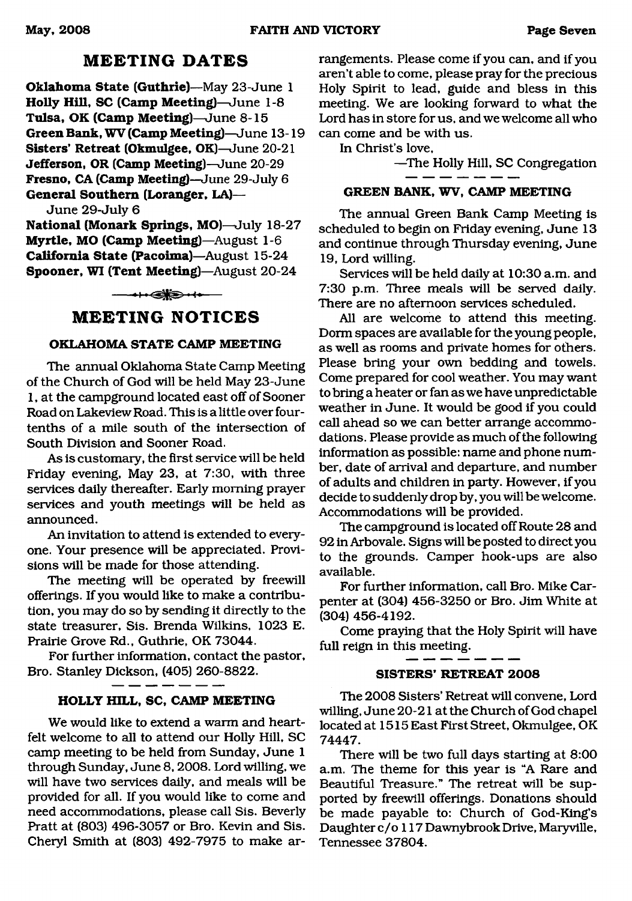## MEETING DATES

**Oklahoma State (Guthrie)**—May 23-June 1
**Holly Hill, SC (Camp Meeting)**—June 1-8
**Tulsa, OK (Camp Meeting)**—June 8-15
**Green Bank, WV (Camp Meeting)**—June 13-19
**Sisters' Retreat (Okmulgee, OK)**—June 20-21
**Jefferson, OR (Camp Meeting)**—June 20-29
**Fresno, CA (Camp Meeting)**—June 29-July 6
**General Southern (Loranger, LA)**—
June 29-July 6
**National (Monark Springs, MO)**—July 18-27
**Myrtle, MO (Camp Meeting)**—August 1-6
**California State (Pacoima)**—August 15-24
**Spooner, WI (Tent Meeting)**—August 20-24

## MEETING NOTICES

### OKLAHOMA STATE CAMP MEETING

The annual Oklahoma State Camp Meeting of the Church of God will be held May 23-June 1, at the campground located east off of Sooner Road on Lakeview Road. This is a little over four-tenths of a mile south of the intersection of South Division and Sooner Road.

As is customary, the first service will be held Friday evening, May 23, at 7:30, with three services daily thereafter. Early morning prayer services and youth meetings will be held as announced.

An invitation to attend is extended to everyone. Your presence will be appreciated. Provisions will be made for those attending.

The meeting will be operated by freewill offerings. If you would like to make a contribution, you may do so by sending it directly to the state treasurer, Sis. Brenda Wilkins, 1023 E. Prairie Grove Rd., Guthrie, OK 73044.

For further information, contact the pastor, Bro. Stanley Dickson, (405) 260-8822.

### HOLLY HILL, SC, CAMP MEETING

We would like to extend a warm and heartfelt welcome to all to attend our Holly Hill, SC camp meeting to be held from Sunday, June 1 through Sunday, June 8, 2008. Lord willing, we will have two services daily, and meals will be provided for all. If you would like to come and need accommodations, please call Sis. Beverly Pratt at (803) 496-3057 or Bro. Kevin and Sis. Cheryl Smith at (803) 492-7975 to make arrangements. Please come if you can, and if you aren't able to come, please pray for the precious Holy Spirit to lead, guide and bless in this meeting. We are looking forward to what the Lord has in store for us, and we welcome all who can come and be with us.

In Christ's love,

—The Holly Hill, SC Congregation

### GREEN BANK, WV, CAMP MEETING

The annual Green Bank Camp Meeting is scheduled to begin on Friday evening, June 13 and continue through Thursday evening, June 19, Lord willing.

Services will be held daily at 10:30 a.m. and 7:30 p.m. Three meals will be served daily. There are no afternoon services scheduled.

All are welcome to attend this meeting. Dorm spaces are available for the young people, as well as rooms and private homes for others. Please bring your own bedding and towels. Come prepared for cool weather. You may want to bring a heater or fan as we have unpredictable weather in June. It would be good if you could call ahead so we can better arrange accommodations. Please provide as much of the following information as possible: name and phone number, date of arrival and departure, and number of adults and children in party. However, if you decide to suddenly drop by, you will be welcome. Accommodations will be provided.

The campground is located off Route 28 and 92 in Arbovale. Signs will be posted to direct you to the grounds. Camper hook-ups are also available.

For further information, call Bro. Mike Carpenter at (304) 456-3250 or Bro. Jim White at (304) 456-4192.

Come praying that the Holy Spirit will have full reign in this meeting.

### SISTERS' RETREAT 2008

The 2008 Sisters' Retreat will convene, Lord willing, June 20-21 at the Church of God chapel located at 1515 East First Street, Okmulgee, OK 74447.

There will be two full days starting at 8:00 a.m. The theme for this year is "A Rare and Beautiful Treasure." The retreat will be supported by freewill offerings. Donations should be made payable to: Church of God-King's Daughter c/o 117 Dawnybrook Drive, Maryville, Tennessee 37804.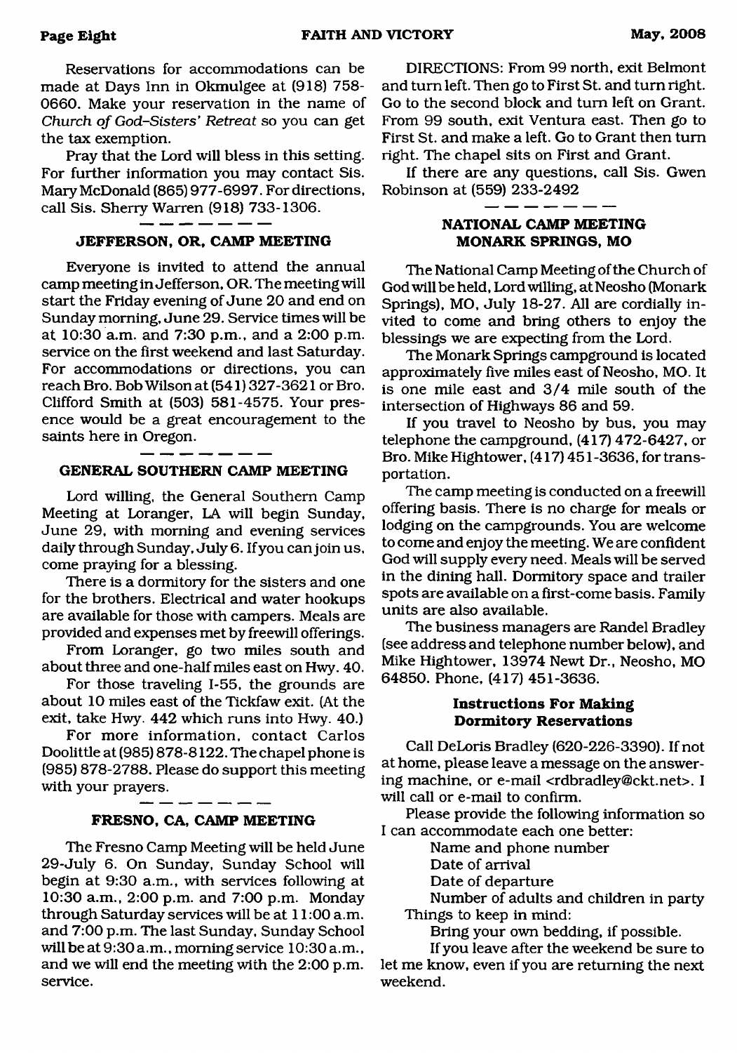Reservations for accommodations can be made at Days Inn in Okmulgee at (918) 758-0660. Make your reservation in the name of *Church of God-Sisters' Retreat* so you can get the tax exemption.

Pray that the Lord will bless in this setting. For further information you may contact Sis. Mary McDonald (865) 977-6997. For directions, call Sis. Sherry Warren (918) 733-1306.

---

### JEFFERSON, OR, CAMP MEETING

Everyone is invited to attend the annual camp meeting in Jefferson, OR. The meeting will start the Friday evening of June 20 and end on Sunday morning, June 29. Service times will be at 10:30 a.m. and 7:30 p.m., and a 2:00 p.m. service on the first weekend and last Saturday. For accommodations or directions, you can reach Bro. Bob Wilson at (541) 327-3621 or Bro. Clifford Smith at (503) 581-4575. Your presence would be a great encouragement to the saints here in Oregon.

---

### GENERAL SOUTHERN CAMP MEETING

Lord willing, the General Southern Camp Meeting at Loranger, LA will begin Sunday, June 29, with morning and evening services daily through Sunday, July 6. If you can join us, come praying for a blessing.

There is a dormitory for the sisters and one for the brothers. Electrical and water hookups are available for those with campers. Meals are provided and expenses met by freewill offerings.

From Loranger, go two miles south and about three and one-half miles east on Hwy. 40.

For those traveling I-55, the grounds are about 10 miles east of the Tickfaw exit. (At the exit, take Hwy. 442 which runs into Hwy. 40.)

For more information, contact Carlos Doolittle at (985) 878-8122. The chapel phone is (985) 878-2788. Please do support this meeting with your prayers.

---

### FRESNO, CA, CAMP MEETING

The Fresno Camp Meeting will be held June 29-July 6. On Sunday, Sunday School will begin at 9:30 a.m., with services following at 10:30 a.m., 2:00 p.m. and 7:00 p.m. Monday through Saturday services will be at 11:00 a.m. and 7:00 p.m. The last Sunday, Sunday School will be at 9:30 a.m., morning service 10:30 a.m., and we will end the meeting with the 2:00 p.m. service.

DIRECTIONS: From 99 north, exit Belmont and turn left. Then go to First St. and turn right. Go to the second block and turn left on Grant. From 99 south, exit Ventura east. Then go to First St. and make a left. Go to Grant then turn right. The chapel sits on First and Grant.

If there are any questions, call Sis. Gwen Robinson at (559) 233-2492

---

### NATIONAL CAMP MEETING MONARK SPRINGS, MO

The National Camp Meeting of the Church of God will be held, Lord willing, at Neosho (Monark Springs), MO, July 18-27. All are cordially invited to come and bring others to enjoy the blessings we are expecting from the Lord.

The Monark Springs campground is located approximately five miles east of Neosho, MO. It is one mile east and 3/4 mile south of the intersection of Highways 86 and 59.

If you travel to Neosho by bus, you may telephone the campground, (417) 472-6427, or Bro. Mike Hightower, (417) 451-3636, for transportation.

The camp meeting is conducted on a freewill offering basis. There is no charge for meals or lodging on the campgrounds. You are welcome to come and enjoy the meeting. We are confident God will supply every need. Meals will be served in the dining hall. Dormitory space and trailer spots are available on a first-come basis. Family units are also available.

The business managers are Randel Bradley (see address and telephone number below), and Mike Hightower, 13974 Newt Dr., Neosho, MO 64850. Phone, (417) 451-3636.

#### Instructions For Making Dormitory Reservations

Call DeLoris Bradley (620-226-3390). If not at home, please leave a message on the answering machine, or e-mail <rdbradley@ckt.net>. I will call or e-mail to confirm.

Please provide the following information so I can accommodate each one better:

- Name and phone number
- Date of arrival
- Date of departure
- Number of adults and children in party

Things to keep in mind:

- Bring your own bedding, if possible.
- If you leave after the weekend be sure to let me know, even if you are returning the next weekend.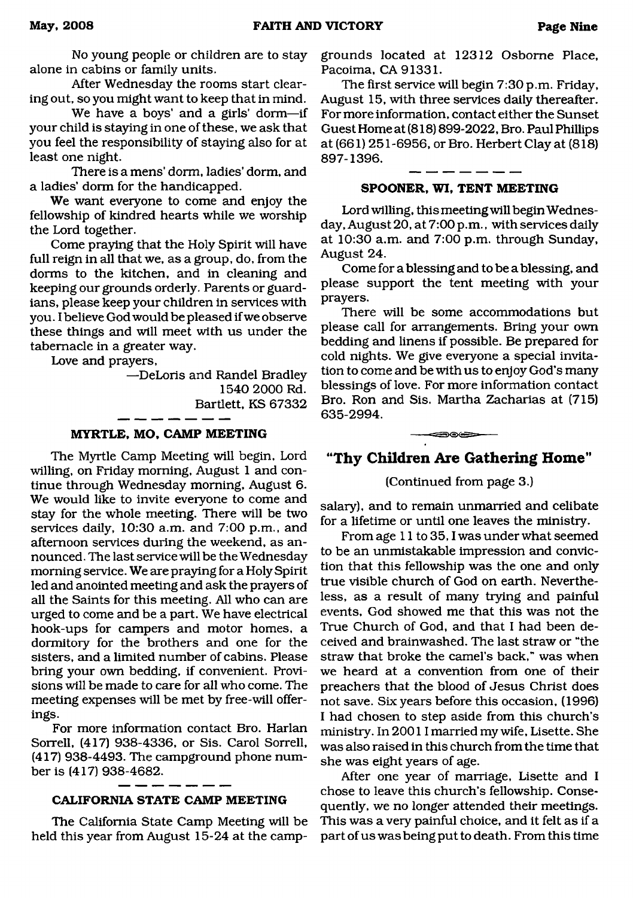No young people or children are to stay alone in cabins or family units.

After Wednesday the rooms start clearing out, so you might want to keep that in mind.

We have a boys' and a girls' dorm—if your child is staying in one of these, we ask that you feel the responsibility of staying also for at least one night.

There is a mens' dorm, ladies' dorm, and a ladies' dorm for the handicapped.

We want everyone to come and enjoy the fellowship of kindred hearts while we worship the Lord together.

Come praying that the Holy Spirit will have full reign in all that we, as a group, do, from the dorms to the kitchen, and in cleaning and keeping our grounds orderly. Parents or guardians, please keep your children in services with you. I believe God would be pleased if we observe these things and will meet with us under the tabernacle in a greater way.

Love and prayers,

—DeLoris and Randel Bradley
1540 2000 Rd.
Bartlett, KS 67332

---

### MYRTLE, MO, CAMP MEETING

The Myrtle Camp Meeting will begin, Lord willing, on Friday morning, August 1 and continue through Wednesday morning, August 6. We would like to invite everyone to come and stay for the whole meeting. There will be two services daily, 10:30 a.m. and 7:00 p.m., and afternoon services during the weekend, as announced. The last service will be the Wednesday morning service. We are praying for a Holy Spirit led and anointed meeting and ask the prayers of all the Saints for this meeting. All who can are urged to come and be a part. We have electrical hook-ups for campers and motor homes, a dormitory for the brothers and one for the sisters, and a limited number of cabins. Please bring your own bedding, if convenient. Provisions will be made to care for all who come. The meeting expenses will be met by free-will offerings.

For more information contact Bro. Harlan Sorrell, (417) 938-4336, or Sis. Carol Sorrell, (417) 938-4493. The campground phone number is (417) 938-4682.

---

### CALIFORNIA STATE CAMP MEETING

The California State Camp Meeting will be held this year from August 15-24 at the campgrounds located at 12312 Osborne Place, Pacoima, CA 91331.

The first service will begin 7:30 p.m. Friday, August 15, with three services daily thereafter. For more information, contact either the Sunset Guest Home at (818) 899-2022, Bro. Paul Phillips at (661) 251-6956, or Bro. Herbert Clay at (818) 897-1396.

---

### SPOONER, WI, TENT MEETING

Lord willing, this meeting will begin Wednesday, August 20, at 7:00 p.m., with services daily at 10:30 a.m. and 7:00 p.m. through Sunday, August 24.

Come for a blessing and to be a blessing, and please support the tent meeting with your prayers.

There will be some accommodations but please call for arrangements. Bring your own bedding and linens if possible. Be prepared for cold nights. We give everyone a special invitation to come and be with us to enjoy God's many blessings of love. For more information contact Bro. Ron and Sis. Martha Zacharias at (715) 635-2994.

---

## "Thy Children Are Gathering Home"

(Continued from page 3.)

salary), and to remain unmarried and celibate for a lifetime or until one leaves the ministry.

From age 11 to 35, I was under what seemed to be an unmistakable impression and conviction that this fellowship was the one and only true visible church of God on earth. Nevertheless, as a result of many trying and painful events, God showed me that this was not the True Church of God, and that I had been deceived and brainwashed. The last straw or "the straw that broke the camel's back," was when we heard at a convention from one of their preachers that the blood of Jesus Christ does not save. Six years before this occasion, (1996) I had chosen to step aside from this church's ministry. In 2001 I married my wife, Lisette. She was also raised in this church from the time that she was eight years of age.

After one year of marriage, Lisette and I chose to leave this church's fellowship. Consequently, we no longer attended their meetings. This was a very painful choice, and it felt as if a part of us was being put to death. From this time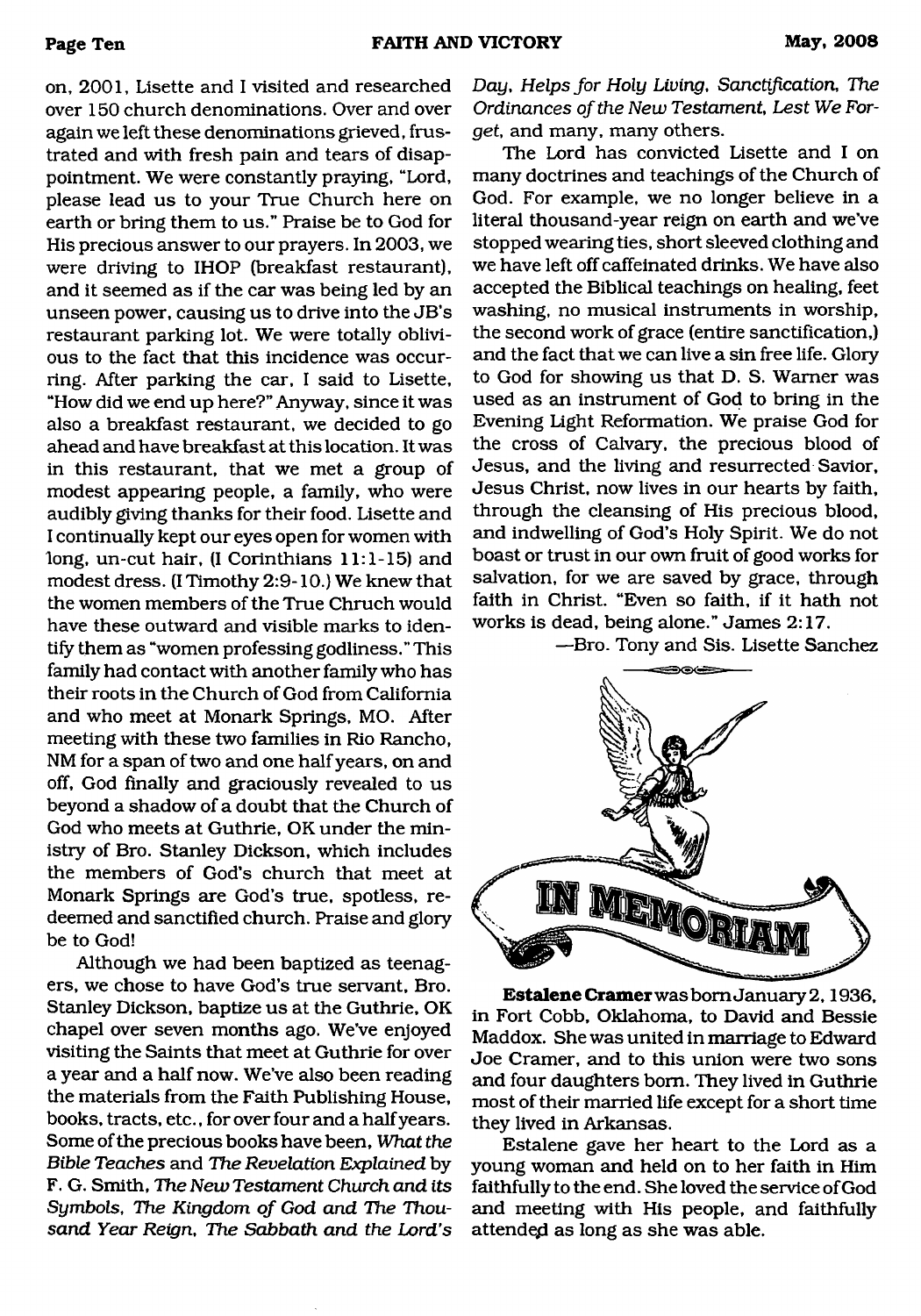on, 2001, Lisette and I visited and researched over 150 church denominations. Over and over again we left these denominations grieved, frustrated and with fresh pain and tears of disappointment. We were constantly praying, "Lord, please lead us to your True Church here on earth or bring them to us." Praise be to God for His precious answer to our prayers. In 2003, we were driving to IHOP (breakfast restaurant), and it seemed as if the car was being led by an unseen power, causing us to drive into the JB's restaurant parking lot. We were totally oblivious to the fact that this incidence was occurring. After parking the car, I said to Lisette, "How did we end up here?" Anyway, since it was also a breakfast restaurant, we decided to go ahead and have breakfast at this location. It was in this restaurant, that we met a group of modest appearing people, a family, who were audibly giving thanks for their food. Lisette and I continually kept our eyes open for women with long, un-cut hair, (I Corinthians 11:1-15) and modest dress. (I Timothy 2:9-10.) We knew that the women members of the True Chruch would have these outward and visible marks to identify them as "women professing godliness." This family had contact with another family who has their roots in the Church of God from California and who meet at Monark Springs, MO. After meeting with these two families in Rio Rancho, NM for a span of two and one half years, on and off, God finally and graciously revealed to us beyond a shadow of a doubt that the Church of God who meets at Guthrie, OK under the ministry of Bro. Stanley Dickson, which includes the members of God's church that meet at Monark Springs are God's true, spotless, redeemed and sanctified church. Praise and glory be to God!

Although we had been baptized as teenagers, we chose to have God's true servant, Bro. Stanley Dickson, baptize us at the Guthrie, OK chapel over seven months ago. We've enjoyed visiting the Saints that meet at Guthrie for over a year and a half now. We've also been reading the materials from the Faith Publishing House, books, tracts, etc., for over four and a half years. Some of the precious books have been, *What the Bible Teaches* and *The Revelation Explained* by F. G. Smith, *The New Testament Church and its Symbols*, *The Kingdom of God and The Thousand Year Reign*, *The Sabbath and the Lord's Day*, *Helps for Holy Living*, *Sanctification*, *The Ordinances of the New Testament*, *Lest We Forget*, and many, many others.

The Lord has convicted Lisette and I on many doctrines and teachings of the Church of God. For example, we no longer believe in a literal thousand-year reign on earth and we've stopped wearing ties, short sleeved clothing and we have left off caffeinated drinks. We have also accepted the Biblical teachings on healing, feet washing, no musical instruments in worship, the second work of grace (entire sanctification,) and the fact that we can live a sin free life. Glory to God for showing us that D. S. Warner was used as an instrument of God to bring in the Evening Light Reformation. We praise God for the cross of Calvary, the precious blood of Jesus, and the living and resurrected Savior, Jesus Christ, now lives in our hearts by faith, through the cleansing of His precious blood, and indwelling of God's Holy Spirit. We do not boast or trust in our own fruit of good works for salvation, for we are saved by grace, through faith in Christ. "Even so faith, if it hath not works is dead, being alone." James 2:17.

—Bro. Tony and Sis. Lisette Sanchez

## IN MEMORIAM

**Estalene Cramer** was born January 2, 1936, in Fort Cobb, Oklahoma, to David and Bessie Maddox. She was united in marriage to Edward Joe Cramer, and to this union were two sons and four daughters born. They lived in Guthrie most of their married life except for a short time they lived in Arkansas.

Estalene gave her heart to the Lord as a young woman and held on to her faith in Him faithfully to the end. She loved the service of God and meeting with His people, and faithfully attended as long as she was able.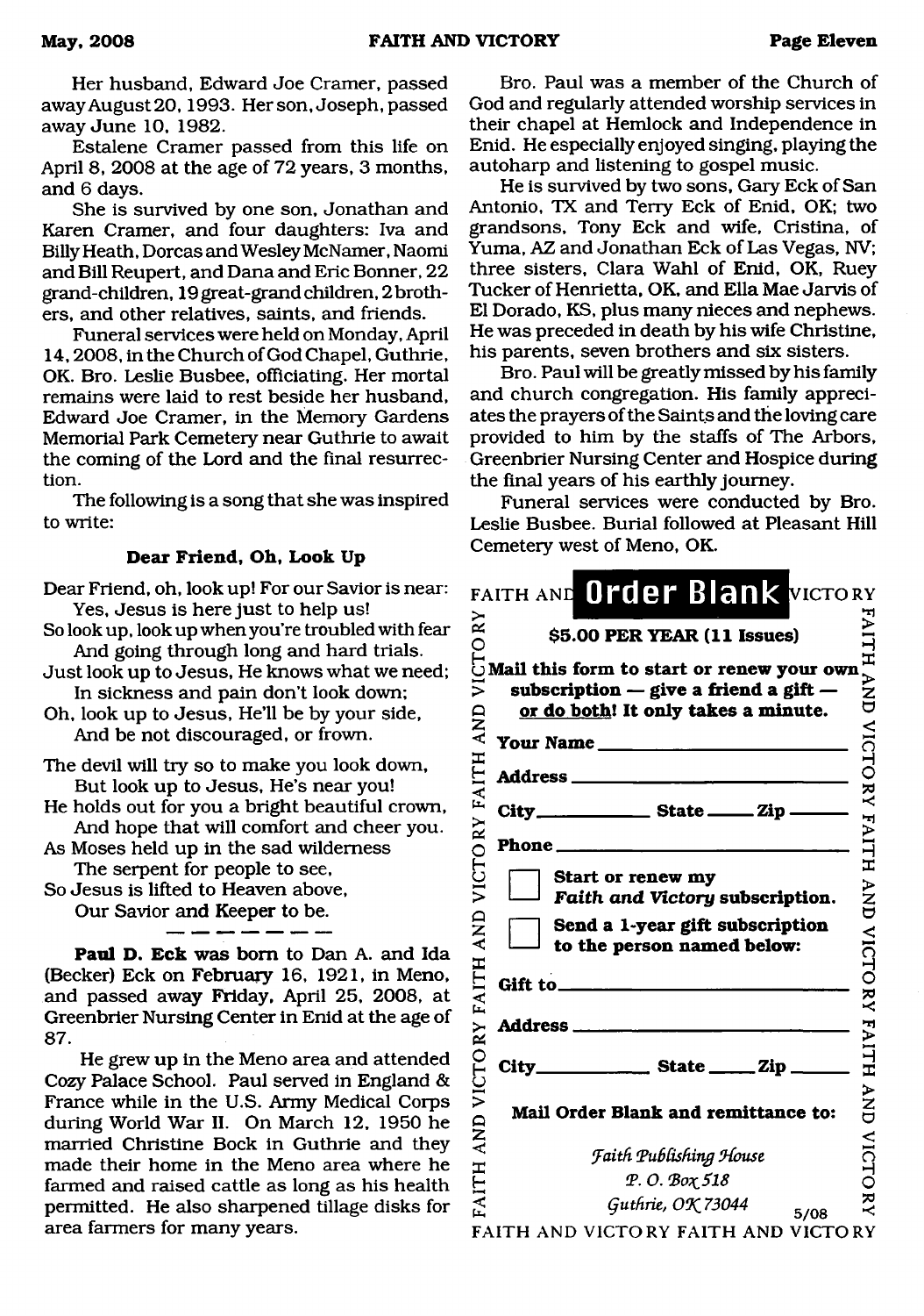Her husband, Edward Joe Cramer, passed away August 20, 1993. Her son, Joseph, passed away June 10, 1982.

Estalene Cramer passed from this life on April 8, 2008 at the age of 72 years, 3 months, and 6 days.

She is survived by one son, Jonathan and Karen Cramer, and four daughters: Iva and Billy Heath, Dorcas and Wesley McNamer, Naomi and Bill Reupert, and Dana and Eric Bonner, 22 grand-children, 19 great-grand children, 2 brothers, and other relatives, saints, and friends.

Funeral services were held on Monday, April 14, 2008, in the Church of God Chapel, Guthrie, OK. Bro. Leslie Busbee, officiating. Her mortal remains were laid to rest beside her husband, Edward Joe Cramer, in the Memory Gardens Memorial Park Cemetery near Guthrie to await the coming of the Lord and the final resurrection.

The following is a song that she was inspired to write:

**Dear Friend, Oh, Look Up**

Dear Friend, oh, look up! For our Savior is near:
Yes, Jesus is here just to help us!
So look up, look up when you're troubled with fear
And going through long and hard trials.
Just look up to Jesus, He knows what we need;
In sickness and pain don't look down;
Oh, look up to Jesus, He'll be by your side,
And be not discouraged, or frown.

The devil will try so to make you look down,
But look up to Jesus, He's near you!
He holds out for you a bright beautiful crown,
And hope that will comfort and cheer you.
As Moses held up in the sad wilderness
The serpent for people to see,
So Jesus is lifted to Heaven above,
Our Savior and Keeper to be.

— — — — — — —

**Paul D. Eck was born** to Dan A. and Ida (Becker) Eck on **February** 16, 1921, in Meno, and passed away **Friday**, April 25, 2008, at Greenbrier Nursing Center in Enid at the age of 87.

He grew up in the Meno area and attended Cozy Palace School. Paul served in England & France while in the U.S. Army Medical Corps during World War II. On March 12, 1950 he married Christine Bock in Guthrie and they made their home in the Meno area where he farmed and raised cattle as long as his health permitted. He also sharpened tillage disks for area farmers for many years.

Bro. Paul was a member of the Church of God and regularly attended worship services in their chapel at Hemlock and Independence in Enid. He especially enjoyed singing, playing the autoharp and listening to gospel music.

He is survived by two sons, Gary Eck of San Antonio, TX and Terry Eck of Enid, OK; two grandsons, Tony Eck and wife, Cristina, of Yuma, AZ and Jonathan Eck of Las Vegas, NV; three sisters, Clara Wahl of Enid, OK, Ruey Tucker of Henrietta, OK, and Ella Mae Jarvis of El Dorado, KS, plus many nieces and nephews. He was preceded in death by his wife Christine, his parents, seven brothers and six sisters.

Bro. Paul will be greatly missed by his family and church congregation. His family appreciates the prayers of the Saints and the loving care provided to him by the staffs of The Arbors, Greenbrier Nursing Center and Hospice during the final years of his earthly journey.

Funeral services were conducted by Bro. Leslie Busbee. Burial followed at Pleasant Hill Cemetery west of Meno, OK.

## FAITH AND VICTORY Order Blank

**$5.00 PER YEAR (11 Issues)**

**Mail this form to start or renew your own subscription — give a friend a gift — or do both! It only takes a minute.**

**Your Name** \_\_\_\_\_\_\_\_\_\_\_\_\_\_\_\_\_\_\_\_

**Address** \_\_\_\_\_\_\_\_\_\_\_\_\_\_\_\_\_\_\_\_

**City** \_\_\_\_\_\_\_\_\_\_ **State** \_\_\_\_ **Zip** \_\_\_\_

**Phone** \_\_\_\_\_\_\_\_\_\_\_\_\_\_\_\_\_\_\_\_

☐ **Start or renew my *Faith and Victory* subscription.**

☐ **Send a 1-year gift subscription to the person named below:**

**Gift to** \_\_\_\_\_\_\_\_\_\_\_\_\_\_\_\_\_\_\_\_

**Address** \_\_\_\_\_\_\_\_\_\_\_\_\_\_\_\_\_\_\_\_

**City** \_\_\_\_\_\_\_\_\_\_ **State** \_\_\_\_ **Zip** \_\_\_\_

**Mail Order Blank and remittance to:**

*Faith Publishing House*
*P. O. Box 518*
*Guthrie, OK 73044*

5/08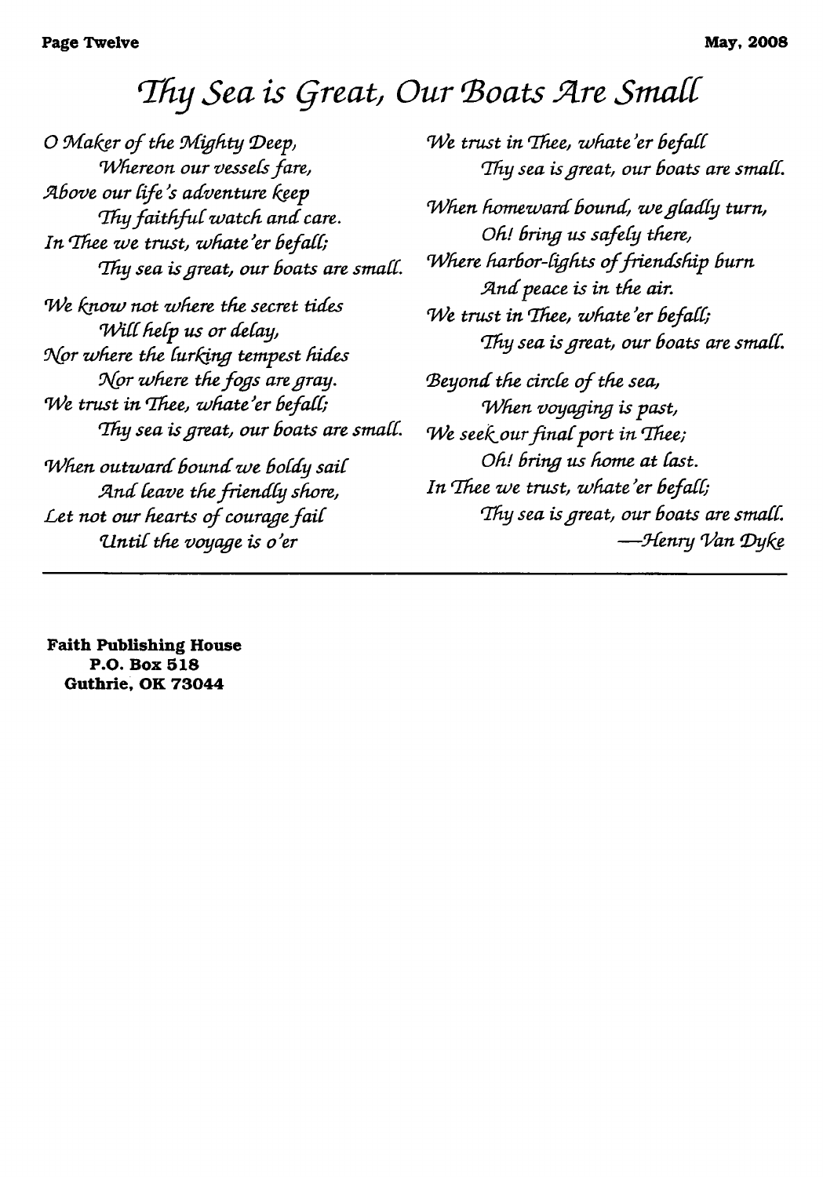# Thy Sea is Great, Our Boats Are Small

*O Maker of the Mighty Deep,*
*Whereon our vessels fare,*
*Above our life's adventure keep*
*Thy faithful watch and care.*
*In Thee we trust, whate'er befall;*
*Thy sea is great, our boats are small.*

*We know not where the secret tides*
*Will help us or delay,*
*Nor where the lurking tempest hides*
*Nor where the fogs are gray.*
*We trust in Thee, whate'er befall;*
*Thy sea is great, our boats are small.*

*When outward bound we boldy sail*
*And leave the friendly shore,*
*Let not our hearts of courage fail*
*Until the voyage is o'er*
*We trust in Thee, whate'er befall*
*Thy sea is great, our boats are small.*

*When homeward bound, we gladly turn,*
*Oh! bring us safely there,*
*Where harbor-lights of friendship burn*
*And peace is in the air.*
*We trust in Thee, whate'er befall;*
*Thy sea is great, our boats are small.*

*Beyond the circle of the sea,*
*When voyaging is past,*
*We seek our final port in Thee;*
*Oh! bring us home at last.*
*In Thee we trust, whate'er befall;*
*Thy sea is great, our boats are small.*

*—Henry Van Dyke*

---

**Faith Publishing House**
**P.O. Box 518**
**Guthrie, OK 73044**